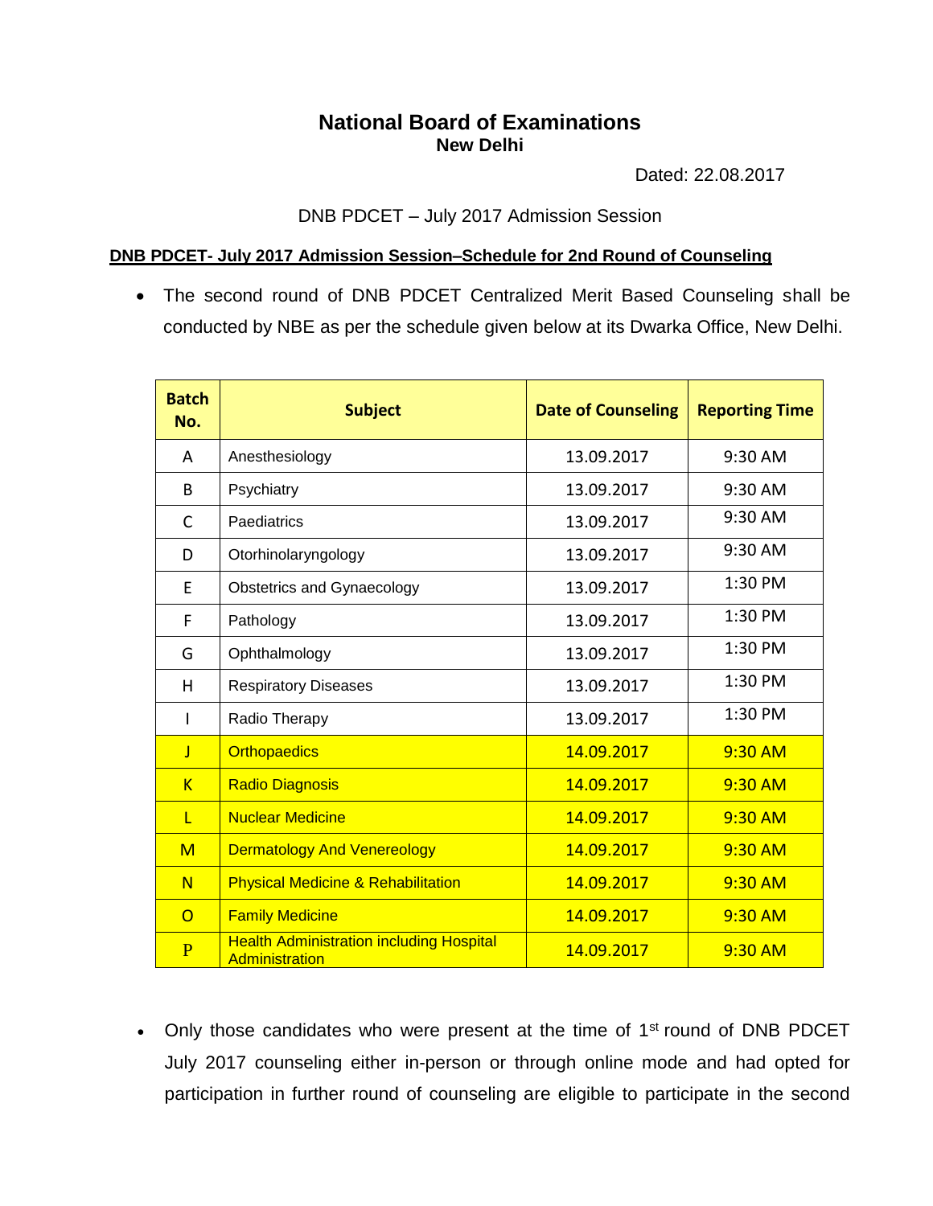# National Board of Examinations

**New Delhi**

Dated: 22.08.2017

DNB PDCET – July 2017 Admission Session

**DNB PDCET- July 2017 Admission Session–Schedule for 2nd Round of Counseling**

- The second round of DNB PDCET Centralized Merit Based Counseling shall be conducted by NBE as per the schedule given below at its Dwarka Office, New Delhi.

| Batch No. | Subject | Date of Counseling | Reporting Time |
|---|---|---|---|
| A | Anesthesiology | 13.09.2017 | 9:30 AM |
| B | Psychiatry | 13.09.2017 | 9:30 AM |
| C | Paediatrics | 13.09.2017 | 9:30 AM |
| D | Otorhinolaryngology | 13.09.2017 | 9:30 AM |
| E | Obstetrics and Gynaecology | 13.09.2017 | 1:30 PM |
| F | Pathology | 13.09.2017 | 1:30 PM |
| G | Ophthalmology | 13.09.2017 | 1:30 PM |
| H | Respiratory Diseases | 13.09.2017 | 1:30 PM |
| I | Radio Therapy | 13.09.2017 | 1:30 PM |
| J | Orthopaedics | 14.09.2017 | 9:30 AM |
| K | Radio Diagnosis | 14.09.2017 | 9:30 AM |
| L | Nuclear Medicine | 14.09.2017 | 9:30 AM |
| M | Dermatology And Venereology | 14.09.2017 | 9:30 AM |
| N | Physical Medicine & Rehabilitation | 14.09.2017 | 9:30 AM |
| O | Family Medicine | 14.09.2017 | 9:30 AM |
| P | Health Administration including Hospital Administration | 14.09.2017 | 9:30 AM |

- Only those candidates who were present at the time of 1st round of DNB PDCET July 2017 counseling either in-person or through online mode and had opted for participation in further round of counseling are eligible to participate in the second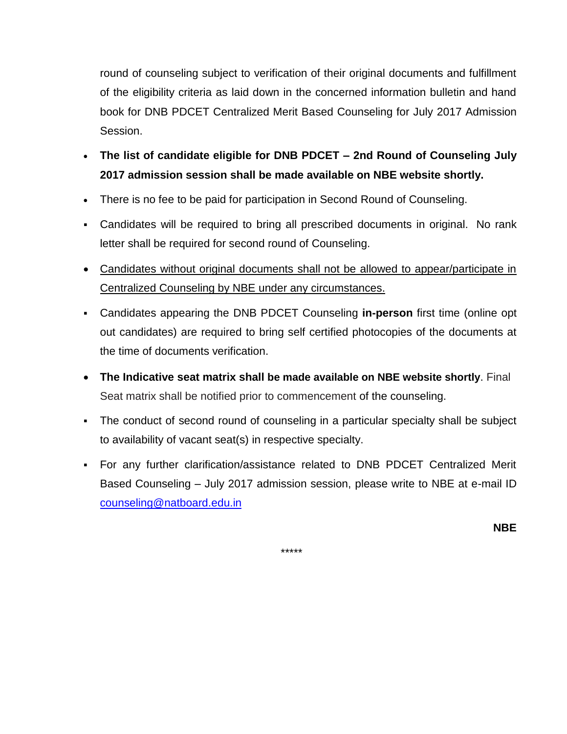round of counseling subject to verification of their original documents and fulfillment of the eligibility criteria as laid down in the concerned information bulletin and hand book for DNB PDCET Centralized Merit Based Counseling for July 2017 Admission Session.

- **The list of candidate eligible for DNB PDCET – 2nd Round of Counseling July 2017 admission session shall be made available on NBE website shortly.**
- There is no fee to be paid for participation in Second Round of Counseling.
- Candidates will be required to bring all prescribed documents in original. No rank letter shall be required for second round of Counseling.
- Candidates without original documents shall not be allowed to appear/participate in Centralized Counseling by NBE under any circumstances.
- Candidates appearing the DNB PDCET Counseling **in-person** first time (online opt out candidates) are required to bring self certified photocopies of the documents at the time of documents verification.
- **The Indicative seat matrix shall be made available on NBE website shortly**. Final Seat matrix shall be notified prior to commencement of the counseling.
- The conduct of second round of counseling in a particular specialty shall be subject to availability of vacant seat(s) in respective specialty.
- For any further clarification/assistance related to DNB PDCET Centralized Merit Based Counseling – July 2017 admission session, please write to NBE at e-mail ID counseling@natboard.edu.in

**NBE**

*****